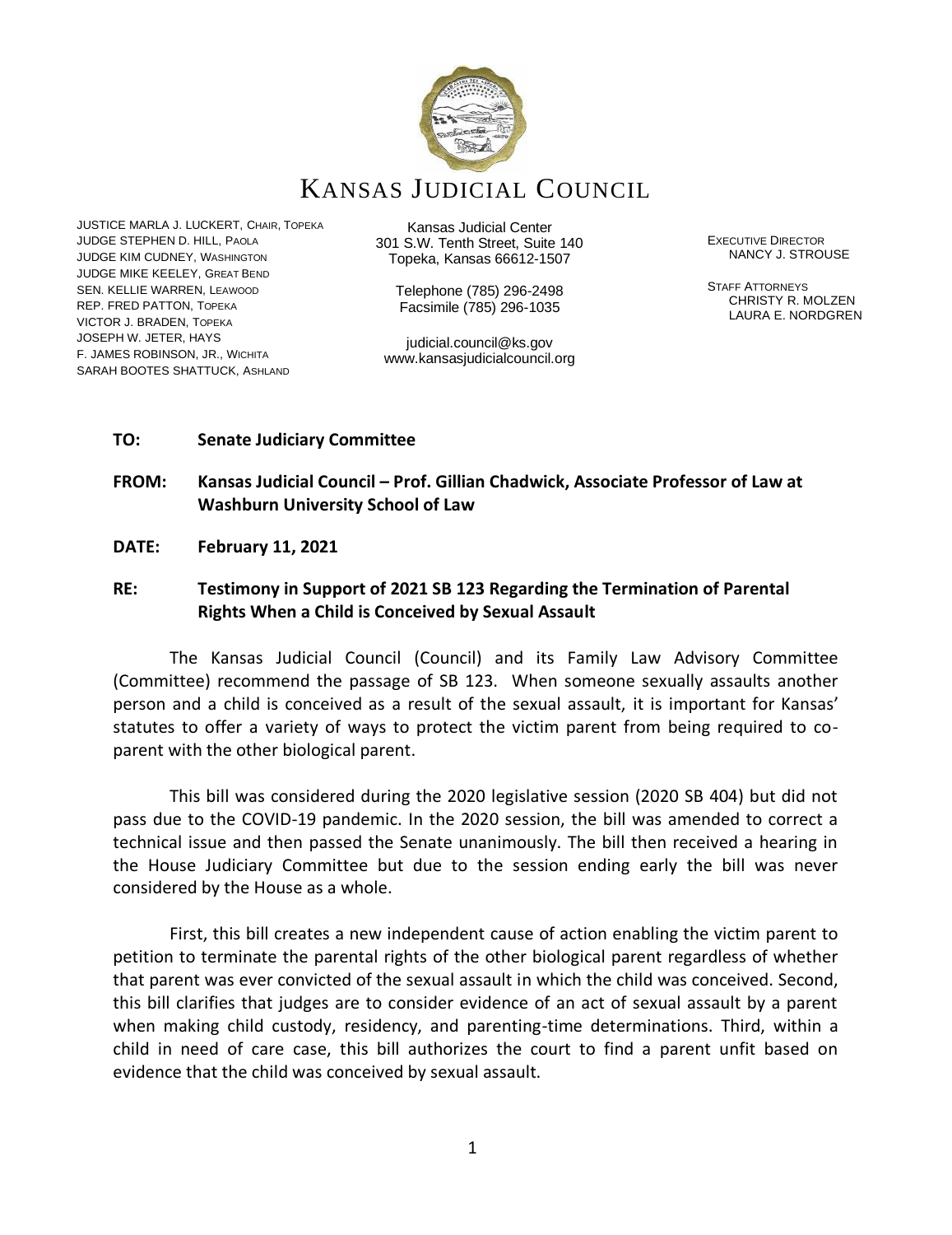# KANSAS JUDICIAL COUNCIL

JUSTICE MARLA J. LUCKERT, CHAIR, TOPEKA
JUDGE STEPHEN D. HILL, PAOLA
JUDGE KIM CUDNEY, WASHINGTON
JUDGE MIKE KEELEY, GREAT BEND
SEN. KELLIE WARREN, LEAWOOD
REP. FRED PATTON, TOPEKA
VICTOR J. BRADEN, TOPEKA
JOSEPH W. JETER, HAYS
F. JAMES ROBINSON, JR., WICHITA
SARAH BOOTES SHATTUCK, ASHLAND

Kansas Judicial Center
301 S.W. Tenth Street, Suite 140
Topeka, Kansas 66612-1507

Telephone (785) 296-2498
Facsimile (785) 296-1035

judicial.council@ks.gov
www.kansasjudicialcouncil.org

EXECUTIVE DIRECTOR
NANCY J. STROUSE

STAFF ATTORNEYS
CHRISTY R. MOLZEN
LAURA E. NORDGREN

**TO:** **Senate Judiciary Committee**

**FROM:** **Kansas Judicial Council – Prof. Gillian Chadwick, Associate Professor of Law at Washburn University School of Law**

**DATE:** **February 11, 2021**

**RE:** **Testimony in Support of 2021 SB 123 Regarding the Termination of Parental Rights When a Child is Conceived by Sexual Assault**

The Kansas Judicial Council (Council) and its Family Law Advisory Committee (Committee) recommend the passage of SB 123. When someone sexually assaults another person and a child is conceived as a result of the sexual assault, it is important for Kansas' statutes to offer a variety of ways to protect the victim parent from being required to co-parent with the other biological parent.

This bill was considered during the 2020 legislative session (2020 SB 404) but did not pass due to the COVID-19 pandemic. In the 2020 session, the bill was amended to correct a technical issue and then passed the Senate unanimously. The bill then received a hearing in the House Judiciary Committee but due to the session ending early the bill was never considered by the House as a whole.

First, this bill creates a new independent cause of action enabling the victim parent to petition to terminate the parental rights of the other biological parent regardless of whether that parent was ever convicted of the sexual assault in which the child was conceived. Second, this bill clarifies that judges are to consider evidence of an act of sexual assault by a parent when making child custody, residency, and parenting-time determinations. Third, within a child in need of care case, this bill authorizes the court to find a parent unfit based on evidence that the child was conceived by sexual assault.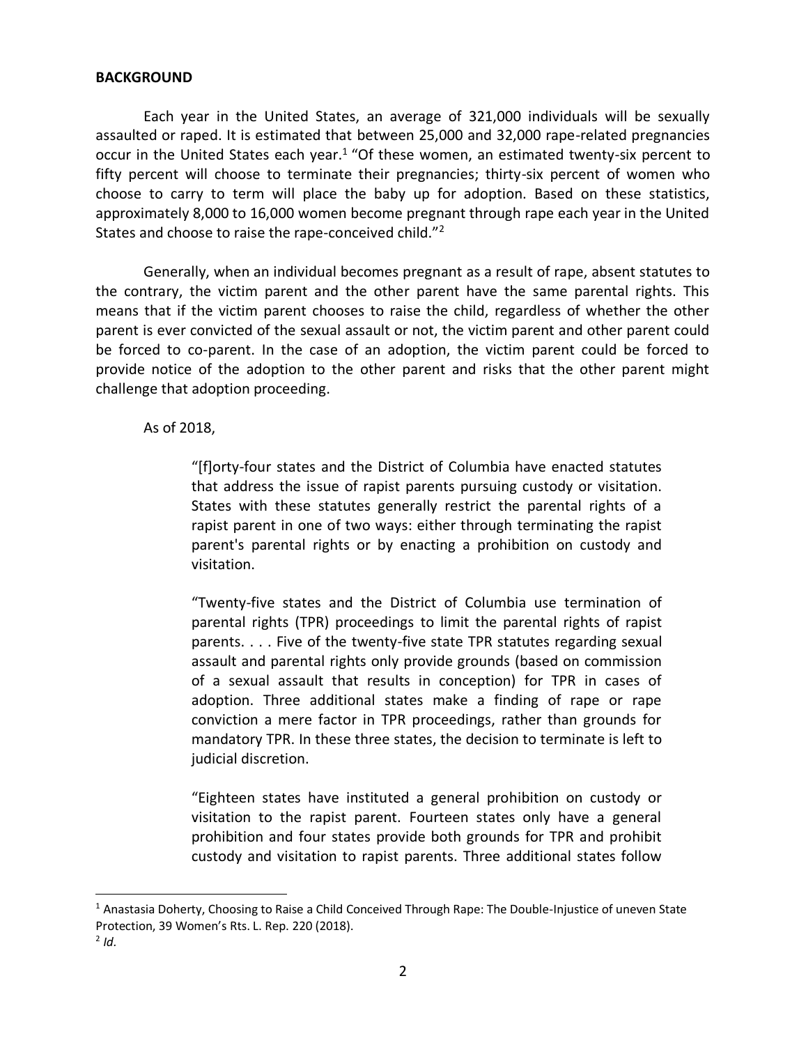**BACKGROUND**

Each year in the United States, an average of 321,000 individuals will be sexually assaulted or raped. It is estimated that between 25,000 and 32,000 rape-related pregnancies occur in the United States each year.[1] "Of these women, an estimated twenty-six percent to fifty percent will choose to terminate their pregnancies; thirty-six percent of women who choose to carry to term will place the baby up for adoption. Based on these statistics, approximately 8,000 to 16,000 women become pregnant through rape each year in the United States and choose to raise the rape-conceived child."[2]

Generally, when an individual becomes pregnant as a result of rape, absent statutes to the contrary, the victim parent and the other parent have the same parental rights. This means that if the victim parent chooses to raise the child, regardless of whether the other parent is ever convicted of the sexual assault or not, the victim parent and other parent could be forced to co-parent. In the case of an adoption, the victim parent could be forced to provide notice of the adoption to the other parent and risks that the other parent might challenge that adoption proceeding.

As of 2018,

> "[f]orty-four states and the District of Columbia have enacted statutes that address the issue of rapist parents pursuing custody or visitation. States with these statutes generally restrict the parental rights of a rapist parent in one of two ways: either through terminating the rapist parent's parental rights or by enacting a prohibition on custody and visitation.
>
> "Twenty-five states and the District of Columbia use termination of parental rights (TPR) proceedings to limit the parental rights of rapist parents. . . . Five of the twenty-five state TPR statutes regarding sexual assault and parental rights only provide grounds (based on commission of a sexual assault that results in conception) for TPR in cases of adoption. Three additional states make a finding of rape or rape conviction a mere factor in TPR proceedings, rather than grounds for mandatory TPR. In these three states, the decision to terminate is left to judicial discretion.
>
> "Eighteen states have instituted a general prohibition on custody or visitation to the rapist parent. Fourteen states only have a general prohibition and four states provide both grounds for TPR and prohibit custody and visitation to rapist parents. Three additional states follow

---

[1] Anastasia Doherty, Choosing to Raise a Child Conceived Through Rape: The Double-Injustice of uneven State Protection, 39 Women's Rts. L. Rep. 220 (2018).

[2] *Id*.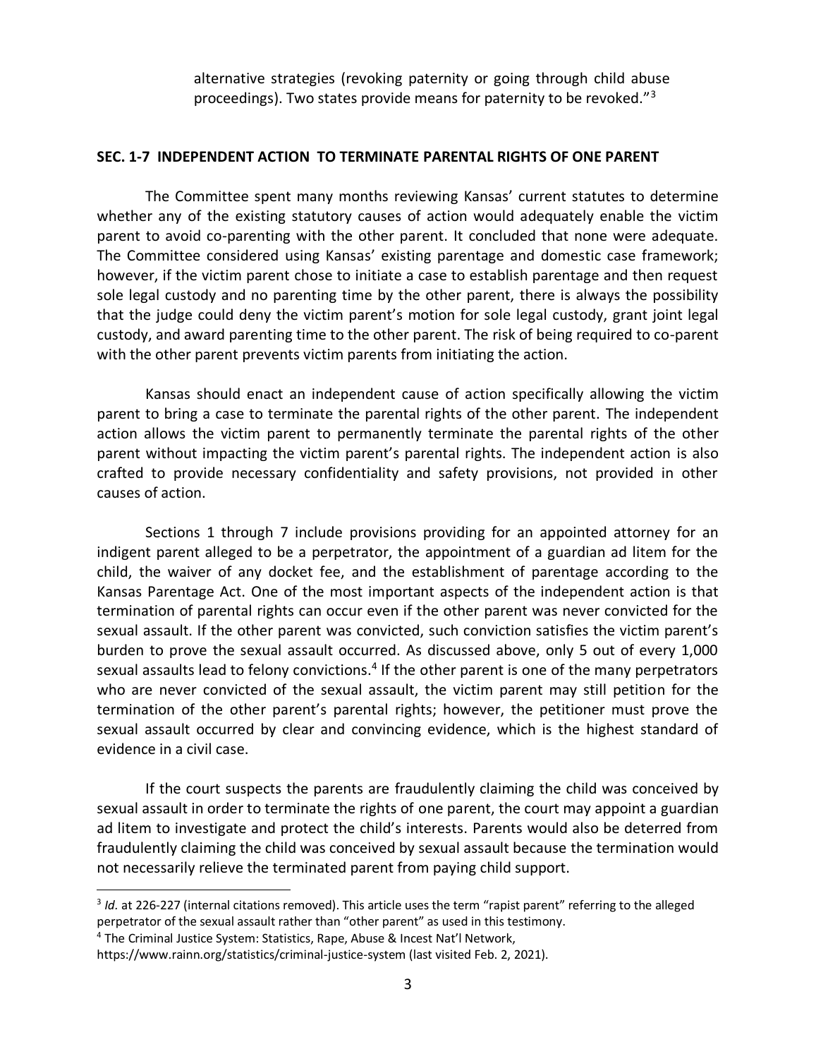alternative strategies (revoking paternity or going through child abuse proceedings). Two states provide means for paternity to be revoked."[3]

**SEC. 1-7 INDEPENDENT ACTION TO TERMINATE PARENTAL RIGHTS OF ONE PARENT**

The Committee spent many months reviewing Kansas' current statutes to determine whether any of the existing statutory causes of action would adequately enable the victim parent to avoid co-parenting with the other parent. It concluded that none were adequate. The Committee considered using Kansas' existing parentage and domestic case framework; however, if the victim parent chose to initiate a case to establish parentage and then request sole legal custody and no parenting time by the other parent, there is always the possibility that the judge could deny the victim parent's motion for sole legal custody, grant joint legal custody, and award parenting time to the other parent. The risk of being required to co-parent with the other parent prevents victim parents from initiating the action.

Kansas should enact an independent cause of action specifically allowing the victim parent to bring a case to terminate the parental rights of the other parent. The independent action allows the victim parent to permanently terminate the parental rights of the other parent without impacting the victim parent's parental rights. The independent action is also crafted to provide necessary confidentiality and safety provisions, not provided in other causes of action.

Sections 1 through 7 include provisions providing for an appointed attorney for an indigent parent alleged to be a perpetrator, the appointment of a guardian ad litem for the child, the waiver of any docket fee, and the establishment of parentage according to the Kansas Parentage Act. One of the most important aspects of the independent action is that termination of parental rights can occur even if the other parent was never convicted for the sexual assault. If the other parent was convicted, such conviction satisfies the victim parent's burden to prove the sexual assault occurred. As discussed above, only 5 out of every 1,000 sexual assaults lead to felony convictions.[4] If the other parent is one of the many perpetrators who are never convicted of the sexual assault, the victim parent may still petition for the termination of the other parent's parental rights; however, the petitioner must prove the sexual assault occurred by clear and convincing evidence, which is the highest standard of evidence in a civil case.

If the court suspects the parents are fraudulently claiming the child was conceived by sexual assault in order to terminate the rights of one parent, the court may appoint a guardian ad litem to investigate and protect the child's interests. Parents would also be deterred from fraudulently claiming the child was conceived by sexual assault because the termination would not necessarily relieve the terminated parent from paying child support.

---

[3] *Id*. at 226-227 (internal citations removed). This article uses the term "rapist parent" referring to the alleged perpetrator of the sexual assault rather than "other parent" as used in this testimony.

[4] The Criminal Justice System: Statistics, Rape, Abuse & Incest Nat'l Network, https://www.rainn.org/statistics/criminal-justice-system (last visited Feb. 2, 2021).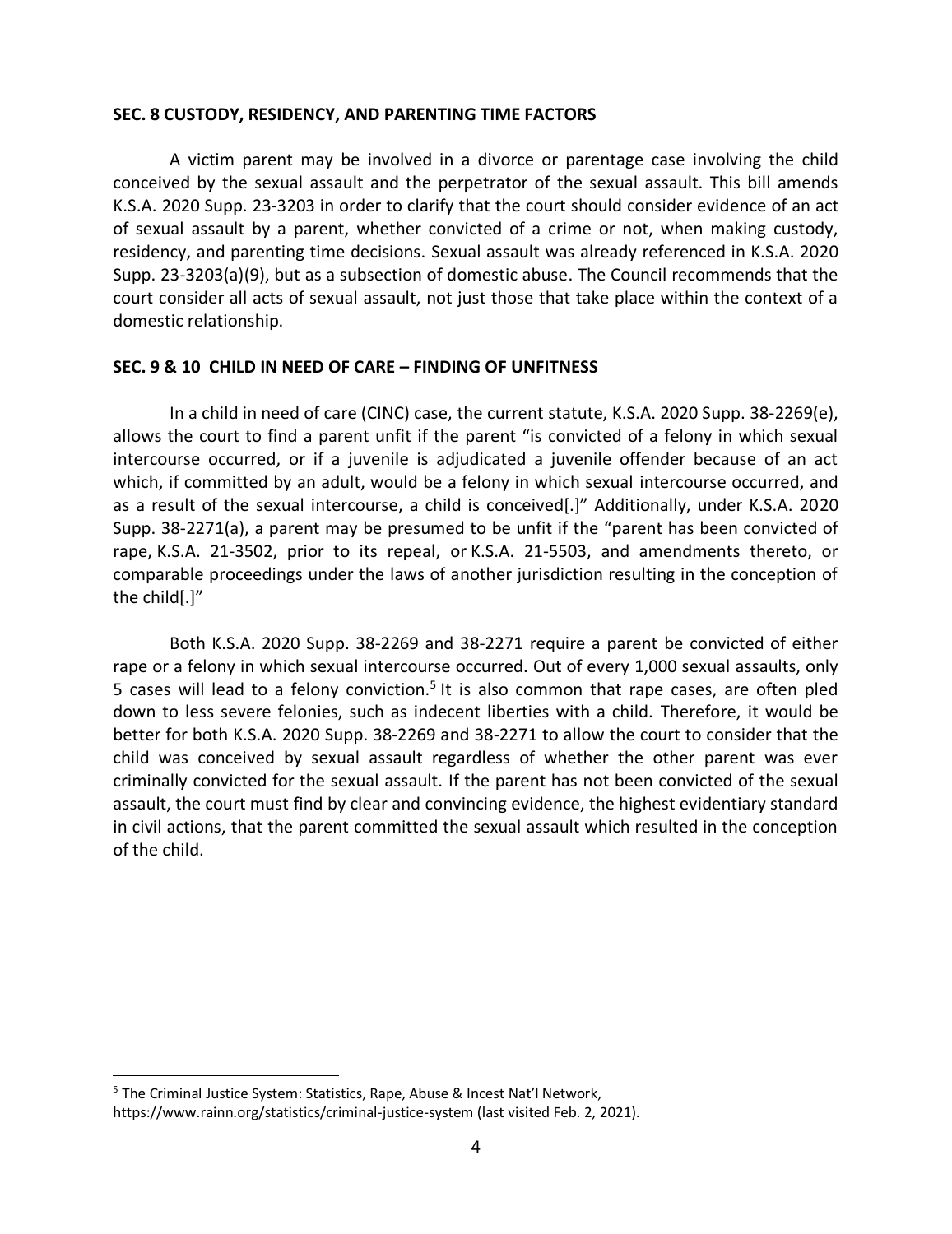**SEC. 8 CUSTODY, RESIDENCY, AND PARENTING TIME FACTORS**

A victim parent may be involved in a divorce or parentage case involving the child conceived by the sexual assault and the perpetrator of the sexual assault. This bill amends K.S.A. 2020 Supp. 23-3203 in order to clarify that the court should consider evidence of an act of sexual assault by a parent, whether convicted of a crime or not, when making custody, residency, and parenting time decisions. Sexual assault was already referenced in K.S.A. 2020 Supp. 23-3203(a)(9), but as a subsection of domestic abuse. The Council recommends that the court consider all acts of sexual assault, not just those that take place within the context of a domestic relationship.

**SEC. 9 & 10 CHILD IN NEED OF CARE – FINDING OF UNFITNESS**

In a child in need of care (CINC) case, the current statute, K.S.A. 2020 Supp. 38-2269(e), allows the court to find a parent unfit if the parent "is convicted of a felony in which sexual intercourse occurred, or if a juvenile is adjudicated a juvenile offender because of an act which, if committed by an adult, would be a felony in which sexual intercourse occurred, and as a result of the sexual intercourse, a child is conceived[.]" Additionally, under K.S.A. 2020 Supp. 38-2271(a), a parent may be presumed to be unfit if the "parent has been convicted of rape, K.S.A. 21-3502, prior to its repeal, or K.S.A. 21-5503, and amendments thereto, or comparable proceedings under the laws of another jurisdiction resulting in the conception of the child[.]"

Both K.S.A. 2020 Supp. 38-2269 and 38-2271 require a parent be convicted of either rape or a felony in which sexual intercourse occurred. Out of every 1,000 sexual assaults, only 5 cases will lead to a felony conviction.[5] It is also common that rape cases, are often pled down to less severe felonies, such as indecent liberties with a child. Therefore, it would be better for both K.S.A. 2020 Supp. 38-2269 and 38-2271 to allow the court to consider that the child was conceived by sexual assault regardless of whether the other parent was ever criminally convicted for the sexual assault. If the parent has not been convicted of the sexual assault, the court must find by clear and convincing evidence, the highest evidentiary standard in civil actions, that the parent committed the sexual assault which resulted in the conception of the child.

---

[5] The Criminal Justice System: Statistics, Rape, Abuse & Incest Nat'l Network, https://www.rainn.org/statistics/criminal-justice-system (last visited Feb. 2, 2021).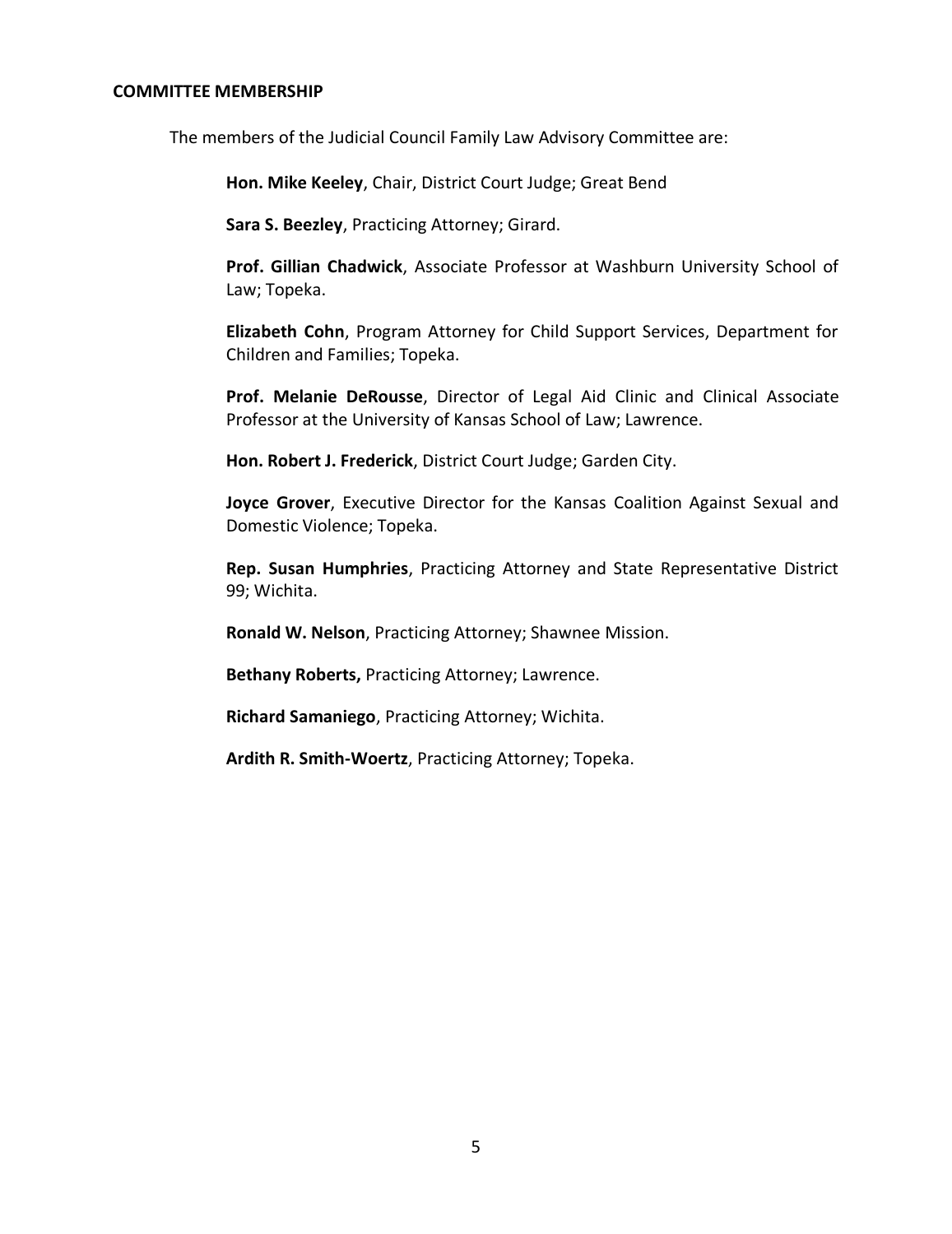## COMMITTEE MEMBERSHIP

The members of the Judicial Council Family Law Advisory Committee are:

**Hon. Mike Keeley**, Chair, District Court Judge; Great Bend

**Sara S. Beezley**, Practicing Attorney; Girard.

**Prof. Gillian Chadwick**, Associate Professor at Washburn University School of Law; Topeka.

**Elizabeth Cohn**, Program Attorney for Child Support Services, Department for Children and Families; Topeka.

**Prof. Melanie DeRousse**, Director of Legal Aid Clinic and Clinical Associate Professor at the University of Kansas School of Law; Lawrence.

**Hon. Robert J. Frederick**, District Court Judge; Garden City.

**Joyce Grover**, Executive Director for the Kansas Coalition Against Sexual and Domestic Violence; Topeka.

**Rep. Susan Humphries**, Practicing Attorney and State Representative District 99; Wichita.

**Ronald W. Nelson**, Practicing Attorney; Shawnee Mission.

**Bethany Roberts,** Practicing Attorney; Lawrence.

**Richard Samaniego**, Practicing Attorney; Wichita.

**Ardith R. Smith-Woertz**, Practicing Attorney; Topeka.